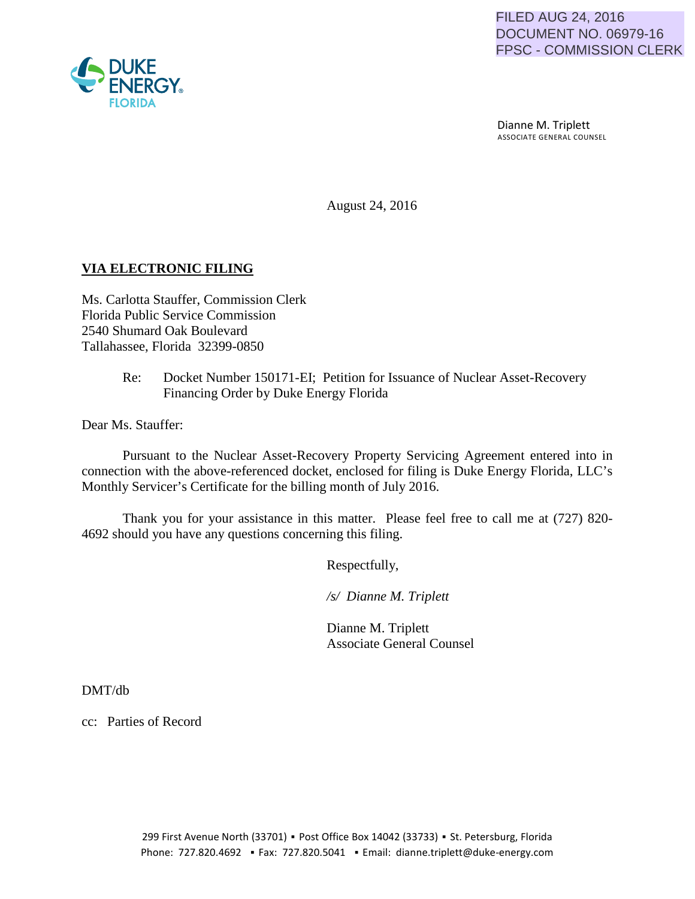FILED AUG 24, 2016
DOCUMENT NO. 06979-16
FPSC - COMMISSION CLERK

DUKE ENERGY FLORIDA

Dianne M. Triplett
ASSOCIATE GENERAL COUNSEL

August 24, 2016

**VIA ELECTRONIC FILING**

Ms. Carlotta Stauffer, Commission Clerk
Florida Public Service Commission
2540 Shumard Oak Boulevard
Tallahassee, Florida 32399-0850

Re: Docket Number 150171-EI; Petition for Issuance of Nuclear Asset-Recovery Financing Order by Duke Energy Florida

Dear Ms. Stauffer:

Pursuant to the Nuclear Asset-Recovery Property Servicing Agreement entered into in connection with the above-referenced docket, enclosed for filing is Duke Energy Florida, LLC's Monthly Servicer's Certificate for the billing month of July 2016.

Thank you for your assistance in this matter. Please feel free to call me at (727) 820-4692 should you have any questions concerning this filing.

Respectfully,

*/s/ Dianne M. Triplett*

Dianne M. Triplett
Associate General Counsel

DMT/db

cc: Parties of Record

299 First Avenue North (33701) ▪ Post Office Box 14042 (33733) ▪ St. Petersburg, Florida
Phone: 727.820.4692 ▪ Fax: 727.820.5041 ▪ Email: dianne.triplett@duke-energy.com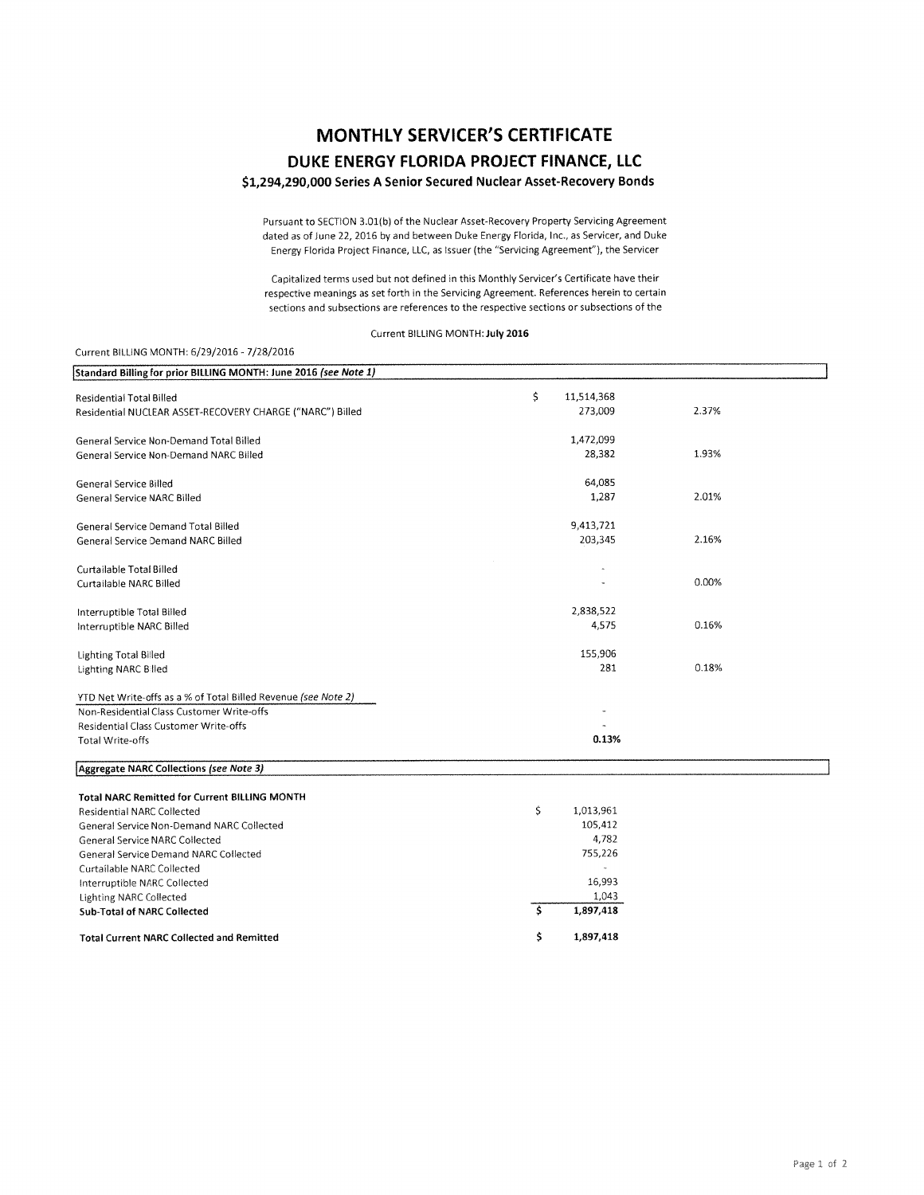# MONTHLY SERVICER'S CERTIFICATE

## DUKE ENERGY FLORIDA PROJECT FINANCE, LLC

### $1,294,290,000 Series A Senior Secured Nuclear Asset-Recovery Bonds

Pursuant to SECTION 3.01(b) of the Nuclear Asset-Recovery Property Servicing Agreement dated as of June 22, 2016 by and between Duke Energy Florida, Inc., as Servicer, and Duke Energy Florida Project Finance, LLC, as Issuer (the "Servicing Agreement"), the Servicer

Capitalized terms used but not defined in this Monthly Servicer's Certificate have their respective meanings as set forth in the Servicing Agreement. References herein to certain sections and subsections are references to the respective sections or subsections of the

Current BILLING MONTH: **July 2016**

Current BILLING MONTH: 6/29/2016 - 7/28/2016

| **Standard Billing for prior BILLING MONTH: June 2016** ***(see Note 1)*** | | |
|---|---|---|
| Residential Total Billed | $ 11,514,368 | |
| Residential NUCLEAR ASSET-RECOVERY CHARGE ("NARC") Billed | 273,009 | 2.37% |
| | | |
| General Service Non-Demand Total Billed | 1,472,099 | |
| General Service Non-Demand NARC Billed | 28,382 | 1.93% |
| | | |
| General Service Billed | 64,085 | |
| General Service NARC Billed | 1,287 | 2.01% |
| | | |
| General Service Demand Total Billed | 9,413,721 | |
| General Service Demand NARC Billed | 203,345 | 2.16% |
| | | |
| Curtailable Total Billed | - | |
| Curtailable NARC Billed | - | 0.00% |
| | | |
| Interruptible Total Billed | 2,838,522 | |
| Interruptible NARC Billed | 4,575 | 0.16% |
| | | |
| Lighting Total Billed | 155,906 | |
| Lighting NARC Billed | 281 | 0.18% |
| | | |
| YTD Net Write-offs as a % of Total Billed Revenue *(see Note 2)* | | |
| Non-Residential Class Customer Write-offs | - | |
| Residential Class Customer Write-offs | - | |
| Total Write-offs | **0.13%** | |

| **Aggregate NARC Collections** ***(see Note 3)*** | |
|---|---|
| **Total NARC Remitted for Current BILLING MONTH** | |
| Residential NARC Collected | $ 1,013,961 |
| General Service Non-Demand NARC Collected | 105,412 |
| General Service NARC Collected | 4,782 |
| General Service Demand NARC Collected | 755,226 |
| Curtailable NARC Collected | - |
| Interruptible NARC Collected | 16,993 |
| Lighting NARC Collected | 1,043 |
| **Sub-Total of NARC Collected** | **$ 1,897,418** |
| | |
| **Total Current NARC Collected and Remitted** | **$ 1,897,418** |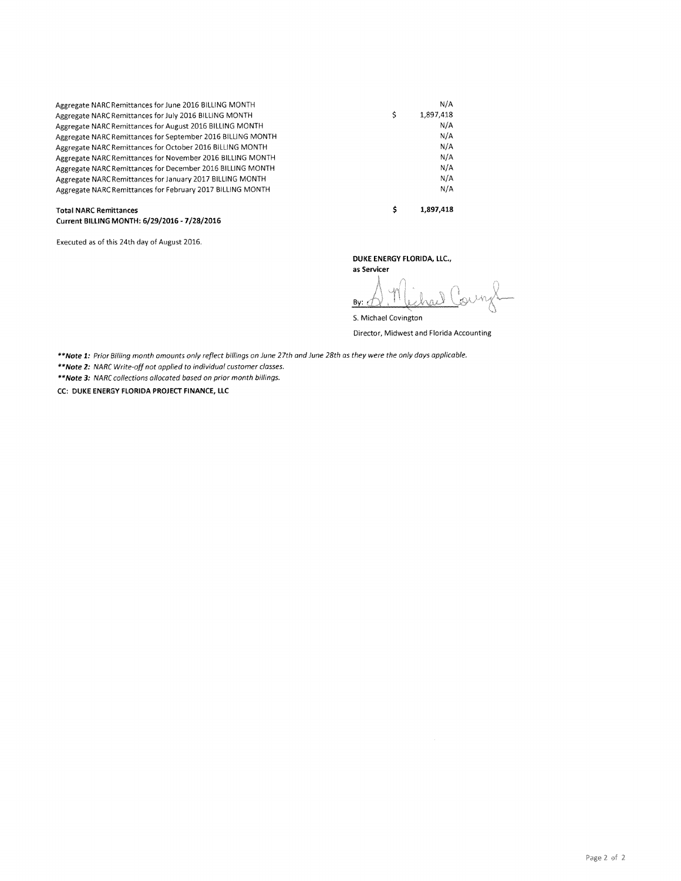| | | |
|---|---|---|
| Aggregate NARC Remittances for June 2016 BILLING MONTH | | N/A |
| Aggregate NARC Remittances for July 2016 BILLING MONTH | $ | 1,897,418 |
| Aggregate NARC Remittances for August 2016 BILLING MONTH | | N/A |
| Aggregate NARC Remittances for September 2016 BILLING MONTH | | N/A |
| Aggregate NARC Remittances for October 2016 BILLING MONTH | | N/A |
| Aggregate NARC Remittances for November 2016 BILLING MONTH | | N/A |
| Aggregate NARC Remittances for December 2016 BILLING MONTH | | N/A |
| Aggregate NARC Remittances for January 2017 BILLING MONTH | | N/A |
| Aggregate NARC Remittances for February 2017 BILLING MONTH | | N/A |
| **Total NARC Remittances** | **$** | **1,897,418** |
| **Current BILLING MONTH: 6/29/2016 - 7/28/2016** | | |

Executed as of this 24th day of August 2016.

**DUKE ENERGY FLORIDA, LLC.,**
**as Servicer**

By: S. Michael Covington

S. Michael Covington

Director, Midwest and Florida Accounting

***\*Note 1:*** *Prior Billing month amounts only reflect billings on June 27th and June 28th as they were the only days applicable.*

***\*Note 2:*** *NARC Write-off not applied to individual customer classes.*

***\*Note 3:*** *NARC collections allocated based on prior month billings.*

**CC: DUKE ENERGY FLORIDA PROJECT FINANCE, LLC**